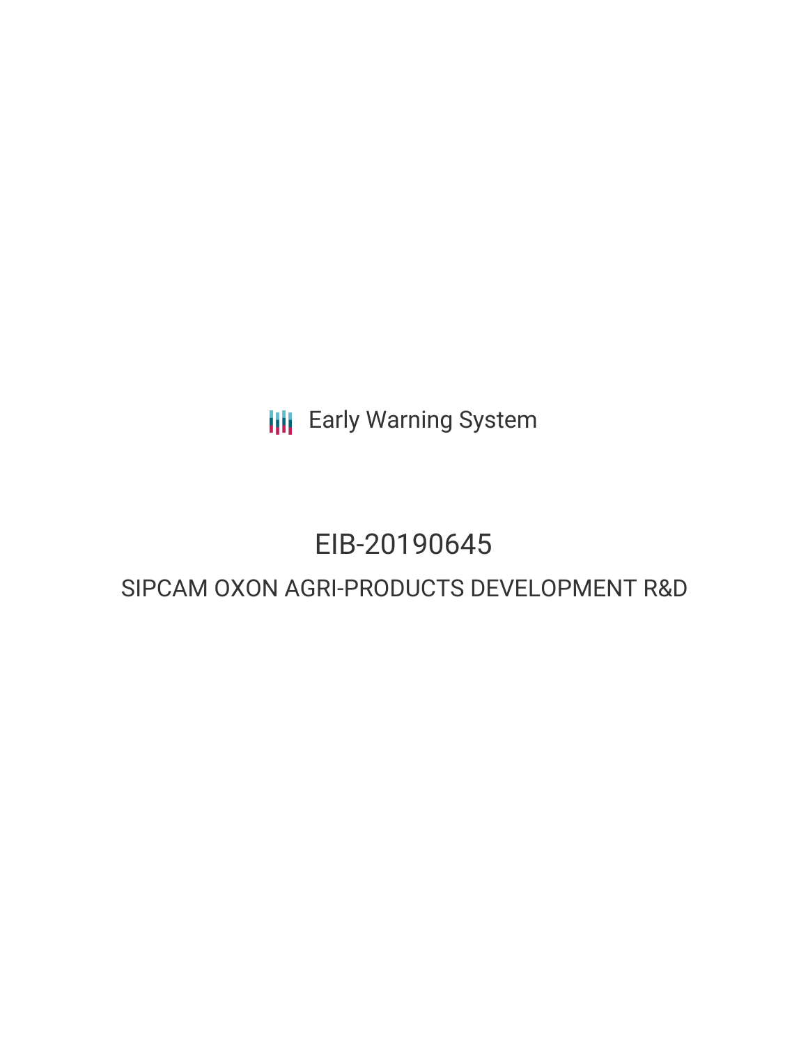Early Warning System

# EIB-20190645

## SIPCAM OXON AGRI-PRODUCTS DEVELOPMENT R&D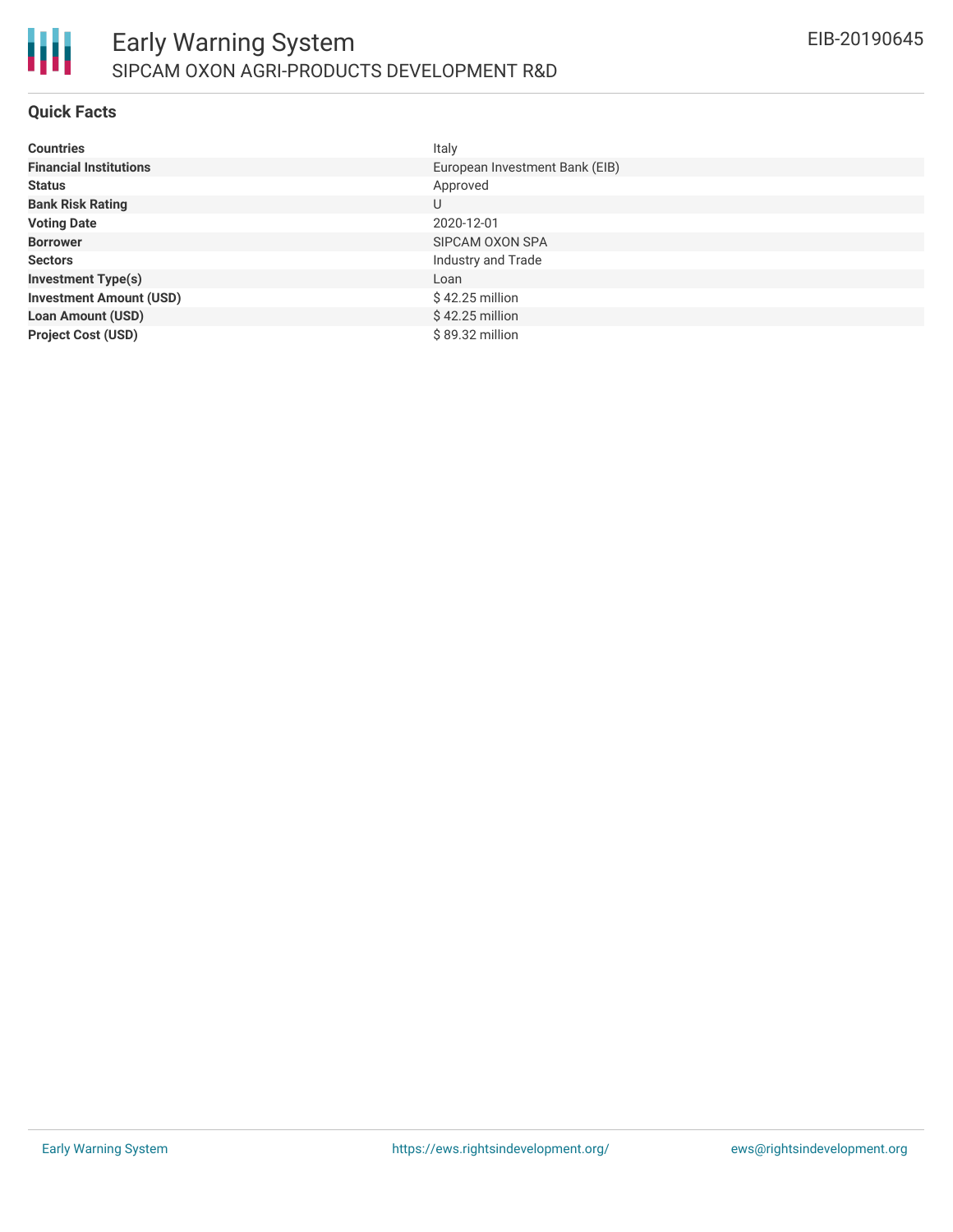# Early Warning System

## SIPCAM OXON AGRI-PRODUCTS DEVELOPMENT R&D

EIB-20190645

### Quick Facts

| | |
|---|---|
| **Countries** | Italy |
| **Financial Institutions** | European Investment Bank (EIB) |
| **Status** | Approved |
| **Bank Risk Rating** | U |
| **Voting Date** | 2020-12-01 |
| **Borrower** | SIPCAM OXON SPA |
| **Sectors** | Industry and Trade |
| **Investment Type(s)** | Loan |
| **Investment Amount (USD)** | $ 42.25 million |
| **Loan Amount (USD)** | $ 42.25 million |
| **Project Cost (USD)** | $ 89.32 million |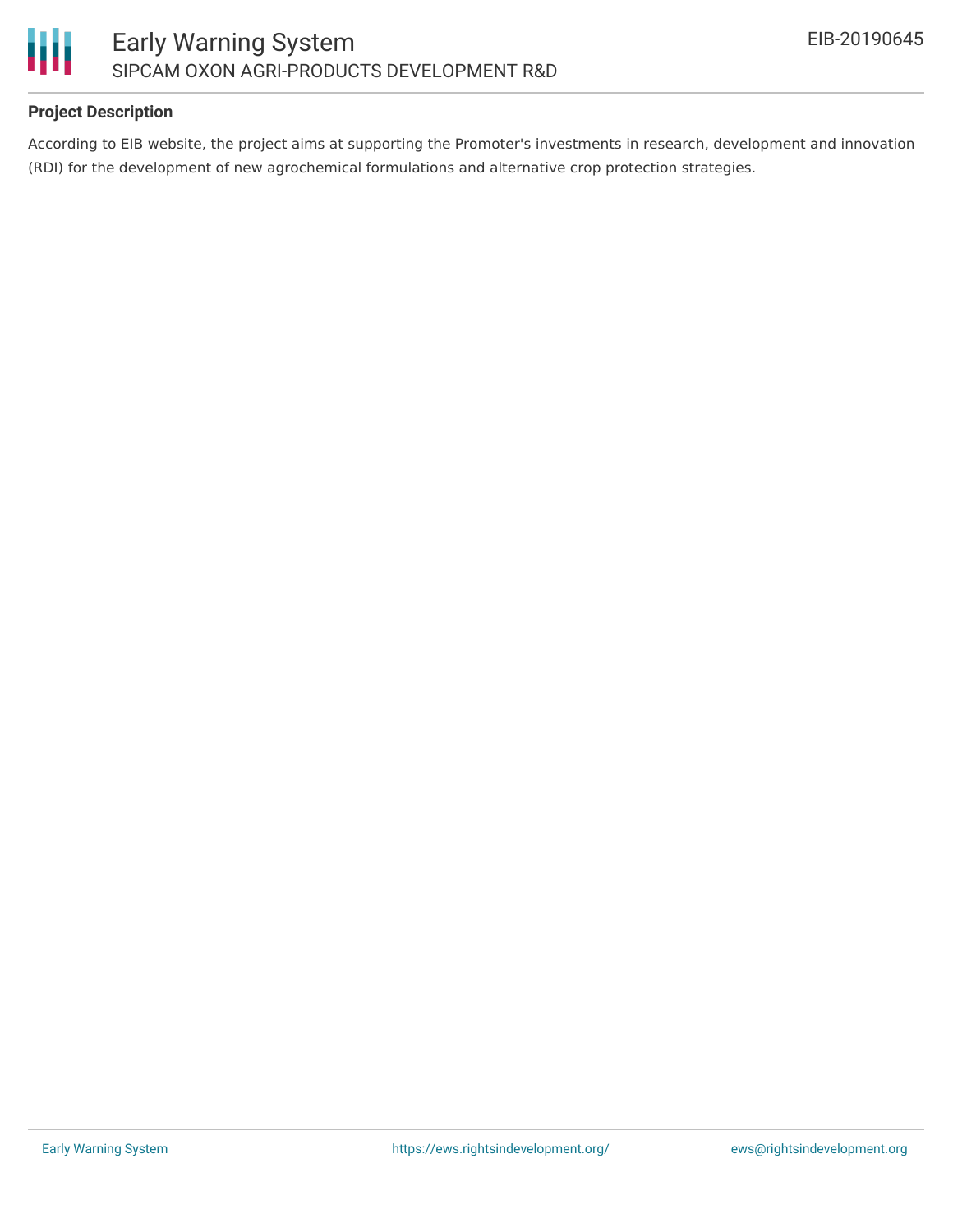## Project Description

According to EIB website, the project aims at supporting the Promoter's investments in research, development and innovation (RDI) for the development of new agrochemical formulations and alternative crop protection strategies.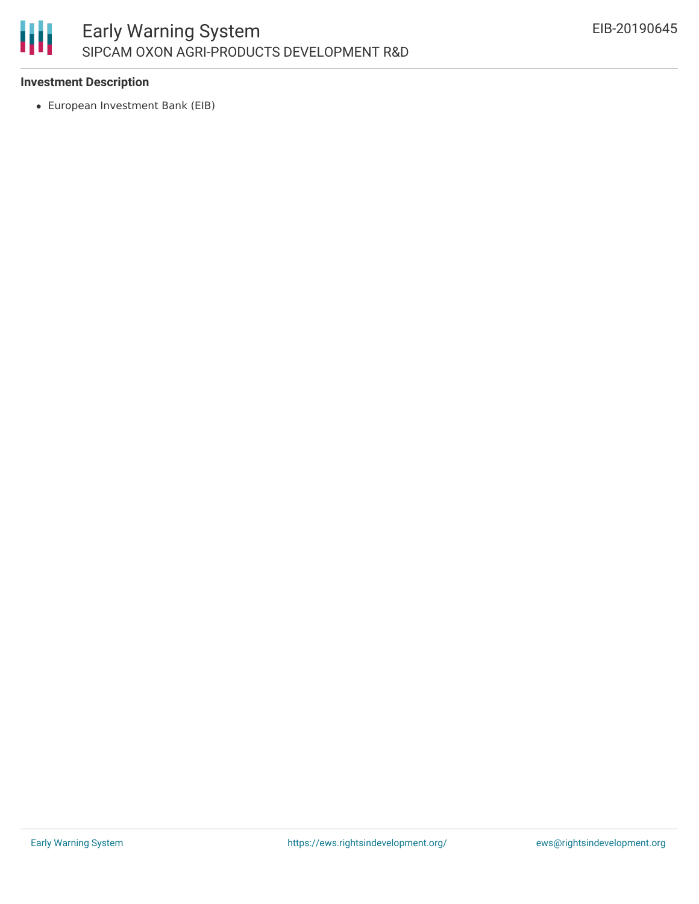### Investment Description

- European Investment Bank (EIB)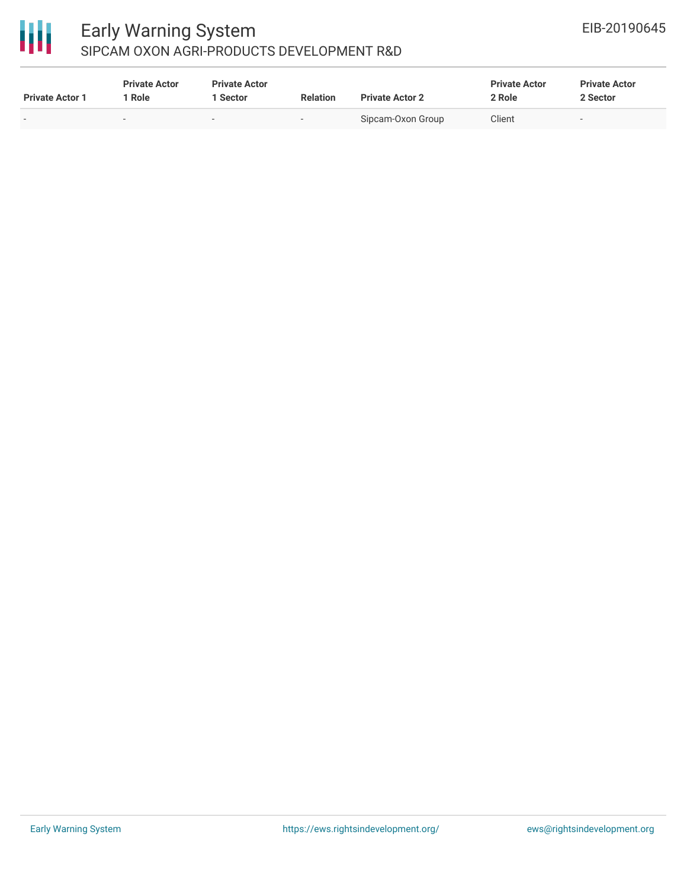| Private Actor 1 | Private Actor 1 Role | Private Actor 1 Sector | Relation | Private Actor 2 | Private Actor 2 Role | Private Actor 2 Sector |
|---|---|---|---|---|---|---|
| - | - | - | - | Sipcam-Oxon Group | Client | - |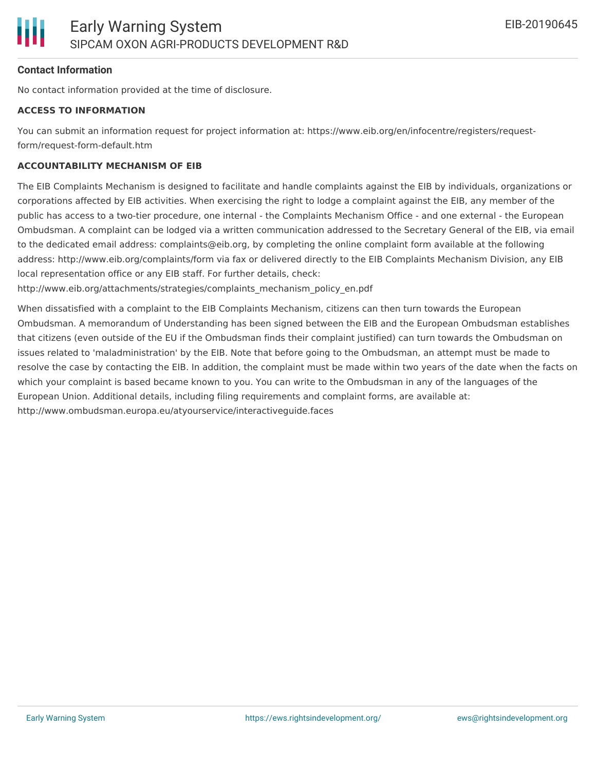### Contact Information

No contact information provided at the time of disclosure.

**ACCESS TO INFORMATION**

You can submit an information request for project information at: https://www.eib.org/en/infocentre/registers/request-form/request-form-default.htm

**ACCOUNTABILITY MECHANISM OF EIB**

The EIB Complaints Mechanism is designed to facilitate and handle complaints against the EIB by individuals, organizations or corporations affected by EIB activities. When exercising the right to lodge a complaint against the EIB, any member of the public has access to a two-tier procedure, one internal - the Complaints Mechanism Office - and one external - the European Ombudsman. A complaint can be lodged via a written communication addressed to the Secretary General of the EIB, via email to the dedicated email address: complaints@eib.org, by completing the online complaint form available at the following address: http://www.eib.org/complaints/form via fax or delivered directly to the EIB Complaints Mechanism Division, any EIB local representation office or any EIB staff. For further details, check: http://www.eib.org/attachments/strategies/complaints_mechanism_policy_en.pdf

When dissatisfied with a complaint to the EIB Complaints Mechanism, citizens can then turn towards the European Ombudsman. A memorandum of Understanding has been signed between the EIB and the European Ombudsman establishes that citizens (even outside of the EU if the Ombudsman finds their complaint justified) can turn towards the Ombudsman on issues related to 'maladministration' by the EIB. Note that before going to the Ombudsman, an attempt must be made to resolve the case by contacting the EIB. In addition, the complaint must be made within two years of the date when the facts on which your complaint is based became known to you. You can write to the Ombudsman in any of the languages of the European Union. Additional details, including filing requirements and complaint forms, are available at: http://www.ombudsman.europa.eu/atyourservice/interactiveguide.faces